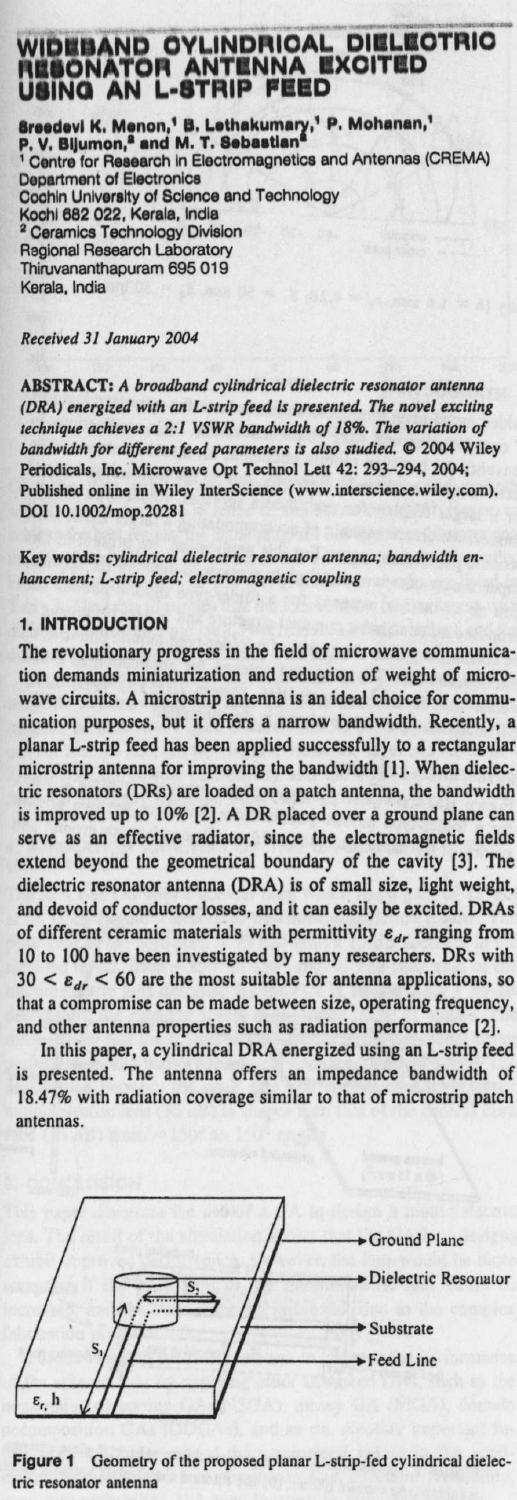# WIDEBAND CYLINDRICAL DIELECTRIC RESONATOR ANTENNA EXCITED USING AN L-STRIP FEED

**Sreedevi K. Menon,[1] B. Lethakumary,[1] P. Mohanan,[1] P. V. Bijumon,[2] and M. T. Sebastian[2]**

[1] Centre for Research in Electromagnetics and Antennas (CREMA)
Department of Electronics
Cochin University of Science and Technology
Kochi 682 022, Kerala, India

[2] Ceramics Technology Division
Regional Research Laboratory
Thiruvananthapuram 695 019
Kerala, India

*Received 31 January 2004*

**ABSTRACT:** *A broadband cylindrical dielectric resonator antenna (DRA) energized with an L-strip feed is presented. The novel exciting technique achieves a 2:1 VSWR bandwidth of 18%. The variation of bandwidth for different feed parameters is also studied.* © 2004 Wiley Periodicals, Inc. Microwave Opt Technol Lett 42: 293–294, 2004; Published online in Wiley InterScience (www.interscience.wiley.com). DOI 10.1002/mop.20281

**Key words:** *cylindrical dielectric resonator antenna; bandwidth enhancement; L-strip feed; electromagnetic coupling*

## 1. INTRODUCTION

The revolutionary progress in the field of microwave communication demands miniaturization and reduction of weight of microwave circuits. A microstrip antenna is an ideal choice for communication purposes, but it offers a narrow bandwidth. Recently, a planar L-strip feed has been applied successfully to a rectangular microstrip antenna for improving the bandwidth [1]. When dielectric resonators (DRs) are loaded on a patch antenna, the bandwidth is improved up to 10% [2]. A DR placed over a ground plane can serve as an effective radiator, since the electromagnetic fields extend beyond the geometrical boundary of the cavity [3]. The dielectric resonator antenna (DRA) is of small size, light weight, and devoid of conductor losses, and it can easily be excited. DRAs of different ceramic materials with permittivity $\varepsilon_{dr}$ ranging from 10 to 100 have been investigated by many researchers. DRs with $30 < \varepsilon_{dr} < 60$ are the most suitable for antenna applications, so that a compromise can be made between size, operating frequency, and other antenna properties such as radiation performance [2].

In this paper, a cylindrical DRA energized using an L-strip feed is presented. The antenna offers an impedance bandwidth of 18.47% with radiation coverage similar to that of microstrip patch antennas.

Figure 1 Geometry of the proposed planar L-strip-fed cylindrical dielectric resonator antenna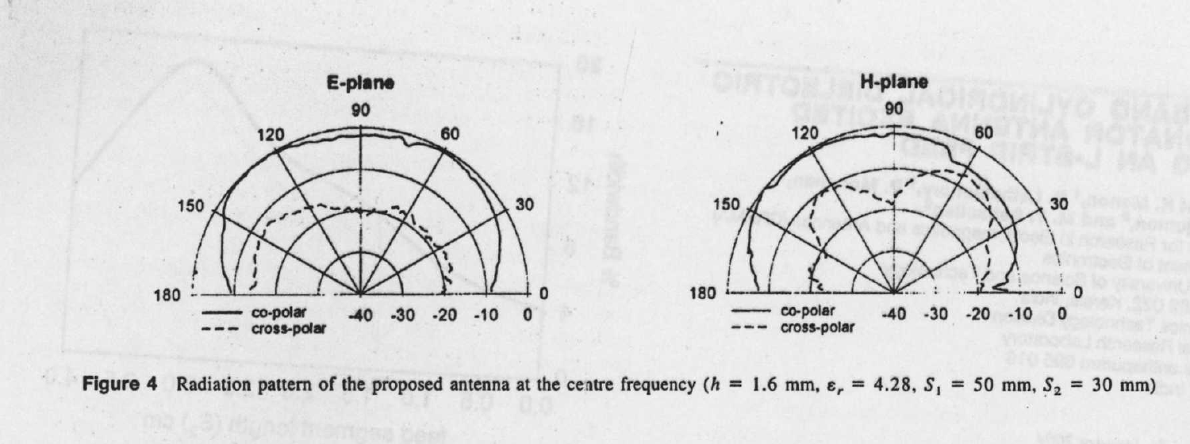**Figure 4** Radiation pattern of the proposed antenna at the centre frequency ($h$ = 1.6 mm, $\varepsilon_r$ = 4.28, $S_1$ = 50 mm, $S_2$ = 30 mm)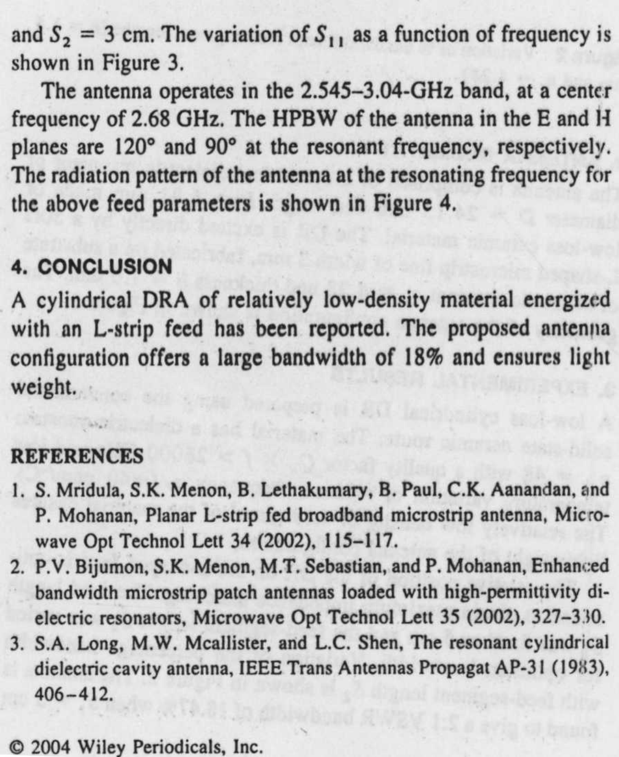and $S_2 = 3$ cm. The variation of $S_{11}$ as a function of frequency is shown in Figure 3.

The antenna operates in the 2.545–3.04-GHz band, at a center frequency of 2.68 GHz. The HPBW of the antenna in the E and H planes are 120° and 90° at the resonant frequency, respectively. The radiation pattern of the antenna at the resonating frequency for the above feed parameters is shown in Figure 4.

## 4. CONCLUSION

A cylindrical DRA of relatively low-density material energized with an L-strip feed has been reported. The proposed antenna configuration offers a large bandwidth of 18% and ensures light weight.

## REFERENCES

1. S. Mridula, S.K. Menon, B. Lethakumary, B. Paul, C.K. Aanandan, and P. Mohanan, Planar L-strip fed broadband microstrip antenna, Microwave Opt Technol Lett 34 (2002), 115–117.
2. P.V. Bijumon, S.K. Menon, M.T. Sebastian, and P. Mohanan, Enhanced bandwidth microstrip patch antennas loaded with high-permittivity dielectric resonators, Microwave Opt Technol Lett 35 (2002), 327–330.
3. S.A. Long, M.W. Mcallister, and L.C. Shen, The resonant cylindrical dielectric cavity antenna, IEEE Trans Antennas Propagat AP-31 (1983), 406–412.

© 2004 Wiley Periodicals, Inc.